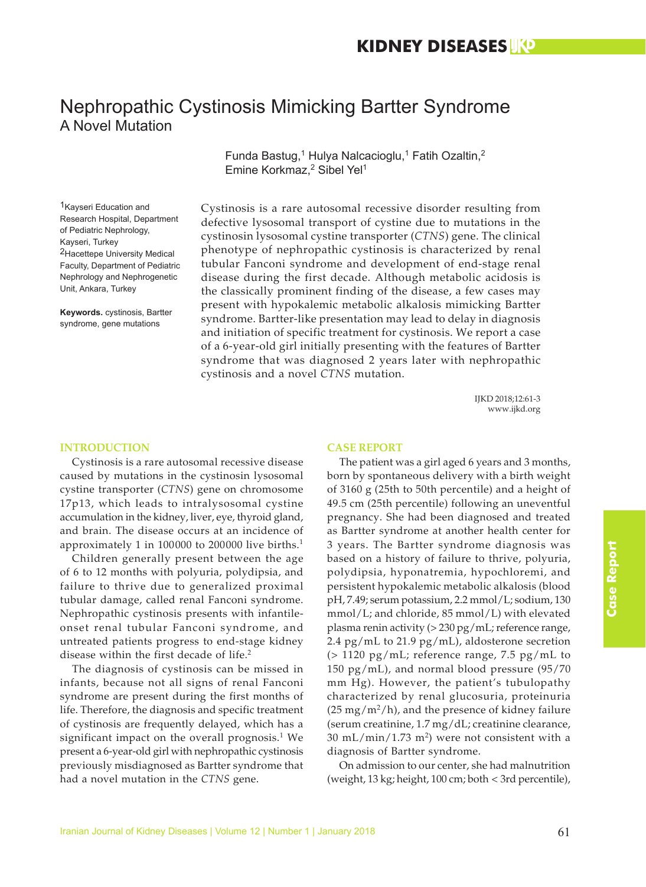# Nephropathic Cystinosis Mimicking Bartter Syndrome

## A Novel Mutation

Funda Bastug,[1] Hulya Nalcacioglu,[1] Fatih Ozaltin,[2] Emine Korkmaz,[2] Sibel Yel[1]

[1]Kayseri Education and Research Hospital, Department of Pediatric Nephrology, Kayseri, Turkey
[2]Hacettepe University Medical Faculty, Department of Pediatric Nephrology and Nephrogenetic Unit, Ankara, Turkey

**Keywords.** cystinosis, Bartter syndrome, gene mutations

Cystinosis is a rare autosomal recessive disorder resulting from defective lysosomal transport of cystine due to mutations in the cystinosin lysosomal cystine transporter (*CTNS*) gene. The clinical phenotype of nephropathic cystinosis is characterized by renal tubular Fanconi syndrome and development of end-stage renal disease during the first decade. Although metabolic acidosis is the classically prominent finding of the disease, a few cases may present with hypokalemic metabolic alkalosis mimicking Bartter syndrome. Bartter-like presentation may lead to delay in diagnosis and initiation of specific treatment for cystinosis. We report a case of a 6-year-old girl initially presenting with the features of Bartter syndrome that was diagnosed 2 years later with nephropathic cystinosis and a novel *CTNS* mutation.

IJKD 2018;12:61-3
www.ijkd.org

## INTRODUCTION

Cystinosis is a rare autosomal recessive disease caused by mutations in the cystinosin lysosomal cystine transporter (*CTNS*) gene on chromosome 17p13, which leads to intralysosomal cystine accumulation in the kidney, liver, eye, thyroid gland, and brain. The disease occurs at an incidence of approximately 1 in 100000 to 200000 live births.[1]

Children generally present between the age of 6 to 12 months with polyuria, polydipsia, and failure to thrive due to generalized proximal tubular damage, called renal Fanconi syndrome. Nephropathic cystinosis presents with infantile-onset renal tubular Fanconi syndrome, and untreated patients progress to end-stage kidney disease within the first decade of life.[2]

The diagnosis of cystinosis can be missed in infants, because not all signs of renal Fanconi syndrome are present during the first months of life. Therefore, the diagnosis and specific treatment of cystinosis are frequently delayed, which has a significant impact on the overall prognosis.[1] We present a 6-year-old girl with nephropathic cystinosis previously misdiagnosed as Bartter syndrome that had a novel mutation in the *CTNS* gene.

## CASE REPORT

The patient was a girl aged 6 years and 3 months, born by spontaneous delivery with a birth weight of 3160 g (25th to 50th percentile) and a height of 49.5 cm (25th percentile) following an uneventful pregnancy. She had been diagnosed and treated as Bartter syndrome at another health center for 3 years. The Bartter syndrome diagnosis was based on a history of failure to thrive, polyuria, polydipsia, hyponatremia, hypochloremi, and persistent hypokalemic metabolic alkalosis (blood pH, 7.49; serum potassium, 2.2 mmol/L; sodium, 130 mmol/L; and chloride, 85 mmol/L) with elevated plasma renin activity (> 230 pg/mL; reference range, 2.4 pg/mL to 21.9 pg/mL), aldosterone secretion (> 1120 pg/mL; reference range, 7.5 pg/mL to 150 pg/mL), and normal blood pressure (95/70 mm Hg). However, the patient's tubulopathy characterized by renal glucosuria, proteinuria (25 mg/m$^2$/h), and the presence of kidney failure (serum creatinine, 1.7 mg/dL; creatinine clearance, 30 mL/min/1.73 m$^2$) were not consistent with a diagnosis of Bartter syndrome.

On admission to our center, she had malnutrition (weight, 13 kg; height, 100 cm; both < 3rd percentile),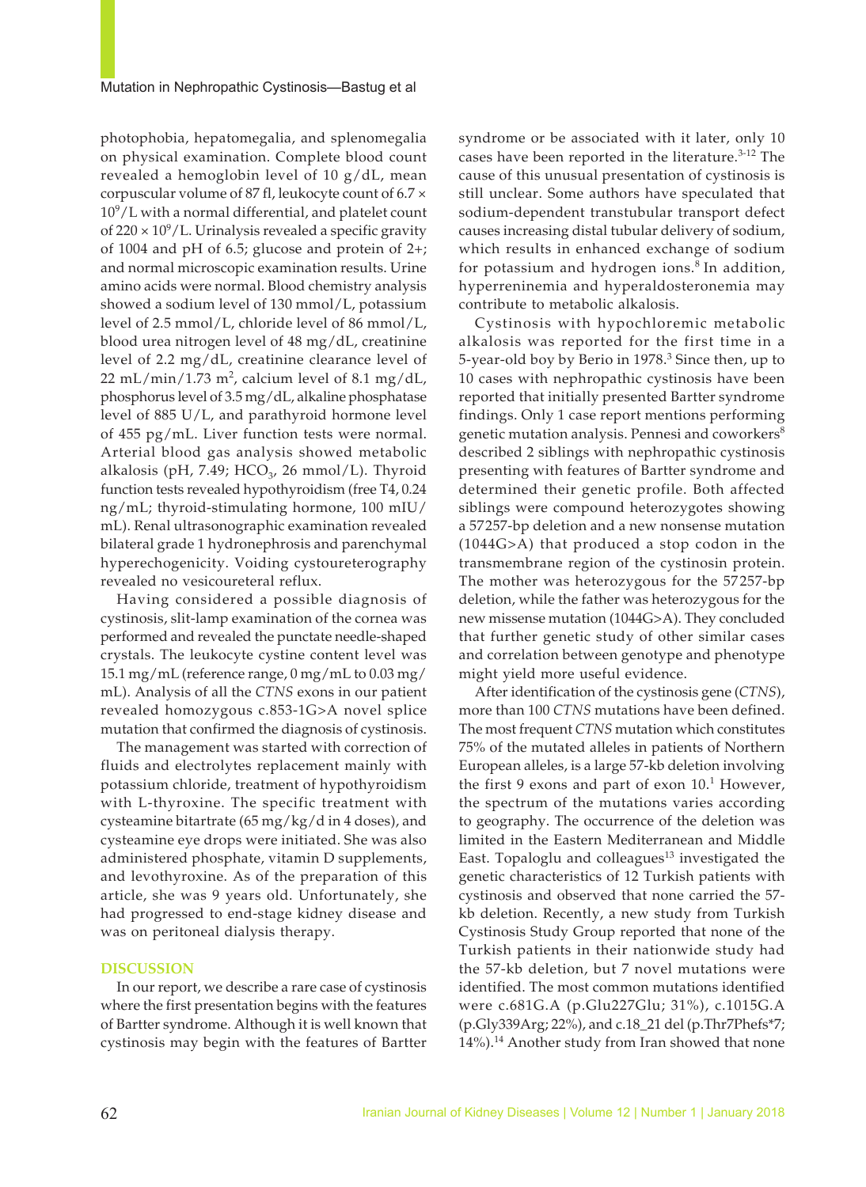photophobia, hepatomegalia, and splenomegalia on physical examination. Complete blood count revealed a hemoglobin level of 10 g/dL, mean corpuscular volume of 87 fl, leukocyte count of 6.7 × $10^9$/L with a normal differential, and platelet count of 220 × $10^9$/L. Urinalysis revealed a specific gravity of 1004 and pH of 6.5; glucose and protein of 2+; and normal microscopic examination results. Urine amino acids were normal. Blood chemistry analysis showed a sodium level of 130 mmol/L, potassium level of 2.5 mmol/L, chloride level of 86 mmol/L, blood urea nitrogen level of 48 mg/dL, creatinine level of 2.2 mg/dL, creatinine clearance level of 22 mL/min/1.73 $m^2$, calcium level of 8.1 mg/dL, phosphorus level of 3.5 mg/dL, alkaline phosphatase level of 885 U/L, and parathyroid hormone level of 455 pg/mL. Liver function tests were normal. Arterial blood gas analysis showed metabolic alkalosis (pH, 7.49; $HCO_3$, 26 mmol/L). Thyroid function tests revealed hypothyroidism (free T4, 0.24 ng/mL; thyroid-stimulating hormone, 100 mIU/mL). Renal ultrasonographic examination revealed bilateral grade 1 hydronephrosis and parenchymal hyperechogenicity. Voiding cystoureterography revealed no vesicoureteral reflux.

Having considered a possible diagnosis of cystinosis, slit-lamp examination of the cornea was performed and revealed the punctate needle-shaped crystals. The leukocyte cystine content level was 15.1 mg/mL (reference range, 0 mg/mL to 0.03 mg/mL). Analysis of all the *CTNS* exons in our patient revealed homozygous c.853-1G>A novel splice mutation that confirmed the diagnosis of cystinosis.

The management was started with correction of fluids and electrolytes replacement mainly with potassium chloride, treatment of hypothyroidism with L-thyroxine. The specific treatment with cysteamine bitartrate (65 mg/kg/d in 4 doses), and cysteamine eye drops were initiated. She was also administered phosphate, vitamin D supplements, and levothyroxine. As of the preparation of this article, she was 9 years old. Unfortunately, she had progressed to end-stage kidney disease and was on peritoneal dialysis therapy.

## DISCUSSION

In our report, we describe a rare case of cystinosis where the first presentation begins with the features of Bartter syndrome. Although it is well known that cystinosis may begin with the features of Bartter syndrome or be associated with it later, only 10 cases have been reported in the literature.[3-12] The cause of this unusual presentation of cystinosis is still unclear. Some authors have speculated that sodium-dependent transtubular transport defect causes increasing distal tubular delivery of sodium, which results in enhanced exchange of sodium for potassium and hydrogen ions.[8] In addition, hyperreninemia and hyperaldosteronemia may contribute to metabolic alkalosis.

Cystinosis with hypochloremic metabolic alkalosis was reported for the first time in a 5-year-old boy by Berio in 1978.[3] Since then, up to 10 cases with nephropathic cystinosis have been reported that initially presented Bartter syndrome findings. Only 1 case report mentions performing genetic mutation analysis. Pennesi and coworkers[8] described 2 siblings with nephropathic cystinosis presenting with features of Bartter syndrome and determined their genetic profile. Both affected siblings were compound heterozygotes showing a 57257-bp deletion and a new nonsense mutation (1044G>A) that produced a stop codon in the transmembrane region of the cystinosin protein. The mother was heterozygous for the 57257-bp deletion, while the father was heterozygous for the new missense mutation (1044G>A). They concluded that further genetic study of other similar cases and correlation between genotype and phenotype might yield more useful evidence.

After identification of the cystinosis gene (*CTNS*), more than 100 *CTNS* mutations have been defined. The most frequent *CTNS* mutation which constitutes 75% of the mutated alleles in patients of Northern European alleles, is a large 57-kb deletion involving the first 9 exons and part of exon 10.[1] However, the spectrum of the mutations varies according to geography. The occurrence of the deletion was limited in the Eastern Mediterranean and Middle East. Topaloglu and colleagues[13] investigated the genetic characteristics of 12 Turkish patients with cystinosis and observed that none carried the 57-kb deletion. Recently, a new study from Turkish Cystinosis Study Group reported that none of the Turkish patients in their nationwide study had the 57-kb deletion, but 7 novel mutations were identified. The most common mutations identified were c.681G.A (p.Glu227Glu; 31%), c.1015G.A (p.Gly339Arg; 22%), and c.18_21 del (p.Thr7Phefs*7; 14%).[14] Another study from Iran showed that none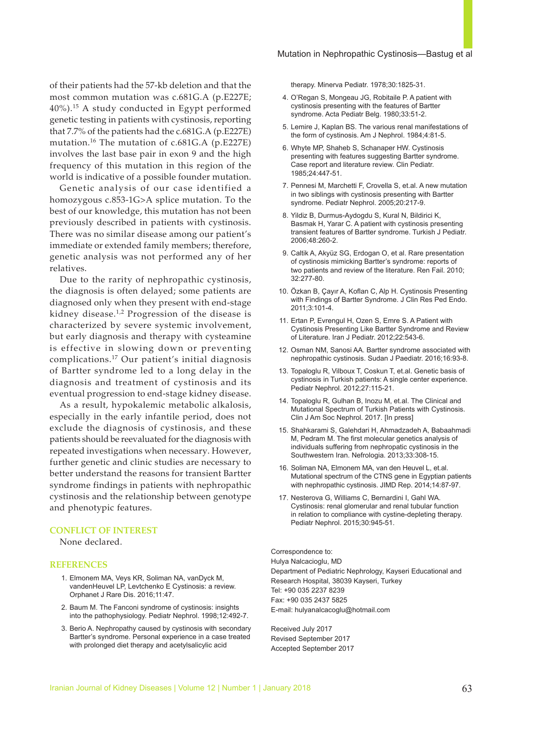of their patients had the 57-kb deletion and that the most common mutation was c.681G.A (p.E227E; 40%).[15] A study conducted in Egypt performed genetic testing in patients with cystinosis, reporting that 7.7% of the patients had the c.681G.A (p.E227E) mutation.[16] The mutation of c.681G.A (p.E227E) involves the last base pair in exon 9 and the high frequency of this mutation in this region of the world is indicative of a possible founder mutation.

Genetic analysis of our case identified a homozygous c.853-1G>A splice mutation. To the best of our knowledge, this mutation has not been previously described in patients with cystinosis. There was no similar disease among our patient's immediate or extended family members; therefore, genetic analysis was not performed any of her relatives.

Due to the rarity of nephropathic cystinosis, the diagnosis is often delayed; some patients are diagnosed only when they present with end-stage kidney disease.[1,2] Progression of the disease is characterized by severe systemic involvement, but early diagnosis and therapy with cysteamine is effective in slowing down or preventing complications.[17] Our patient's initial diagnosis of Bartter syndrome led to a long delay in the diagnosis and treatment of cystinosis and its eventual progression to end-stage kidney disease.

As a result, hypokalemic metabolic alkalosis, especially in the early infantile period, does not exclude the diagnosis of cystinosis, and these patients should be reevaluated for the diagnosis with repeated investigations when necessary. However, further genetic and clinic studies are necessary to better understand the reasons for transient Bartter syndrome findings in patients with nephropathic cystinosis and the relationship between genotype and phenotypic features.

## CONFLICT OF INTEREST

None declared.

## REFERENCES

1. Elmonem MA, Veys KR, Soliman NA, vanDyck M, vandenHeuvel LP, Levtchenko E Cystinosis: a review. Orphanet J Rare Dis. 2016;11:47.
2. Baum M. The Fanconi syndrome of cystinosis: insights into the pathophysiology. Pediatr Nephrol. 1998;12:492-7.
3. Berio A. Nephropathy caused by cystinosis with secondary Bartter's syndrome. Personal experience in a case treated with prolonged diet therapy and acetylsalicylic acid therapy. Minerva Pediatr. 1978;30:1825-31.
4. O'Regan S, Mongeau JG, Robitaile P. A patient with cystinosis presenting with the features of Bartter syndrome. Acta Pediatr Belg. 1980;33:51-2.
5. Lemire J, Kaplan BS. The various renal manifestations of the form of cystinosis. Am J Nephrol. 1984;4:81-5.
6. Whyte MP, Shaheb S, Schanaper HW. Cystinosis presenting with features suggesting Bartter syndrome. Case report and literature review. Clin Pediatr. 1985;24:447-51.
7. Pennesi M, Marchetti F, Crovella S, et.al. A new mutation in two siblings with cystinosis presenting with Bartter syndrome. Pediatr Nephrol. 2005;20:217-9.
8. Yildiz B, Durmus-Aydogdu S, Kural N, Bildirici K, Basmak H, Yarar C. A patient with cystinosis presenting transient features of Bartter syndrome. Turkish J Pediatr. 2006;48:260-2.
9. Caltik A, Akyüz SG, Erdogan O, et al. Rare presentation of cystinosis mimicking Bartter's syndrome: reports of two patients and review of the literature. Ren Fail. 2010; 32:277-80.
10. Özkan B, Çayır A, Koflan C, Alp H. Cystinosis Presenting with Findings of Bartter Syndrome. J Clin Res Ped Endo. 2011;3:101-4.
11. Ertan P, Evrengul H, Ozen S, Emre S. A Patient with Cystinosis Presenting Like Bartter Syndrome and Review of Literature. Iran J Pediatr. 2012;22:543-6.
12. Osman NM, Sanosi AA. Bartter syndrome associated with nephropathic cystinosis. Sudan J Paediatr. 2016;16:93-8.
13. Topaloglu R, Vilboux T, Coskun T, et.al. Genetic basis of cystinosis in Turkish patients: A single center experience. Pediatr Nephrol. 2012;27:115-21.
14. Topaloglu R, Gulhan B, Inozu M, et.al. The Clinical and Mutational Spectrum of Turkish Patients with Cystinosis. Clin J Am Soc Nephrol. 2017. [In press]
15. Shahkarami S, Galehdari H, Ahmadzadeh A, Babaahmadi M, Pedram M. The first molecular genetics analysis of individuals suffering from nephropatic cystinosis in the Southwestern Iran. Nefrologia. 2013;33:308-15.
16. Soliman NA, Elmonem MA, van den Heuvel L, et.al. Mutational spectrum of the CTNS gene in Egyptian patients with nephropathic cystinosis. JIMD Rep. 2014;14:87-97.
17. Nesterova G, Williams C, Bernardini I, Gahl WA. Cystinosis: renal glomerular and renal tubular function in relation to compliance with cystine-depleting therapy. Pediatr Nephrol. 2015;30:945-51.

Correspondence to:
Hulya Nalcacioglu, MD
Department of Pediatric Nephrology, Kayseri Educational and Research Hospital, 38039 Kayseri, Turkey
Tel: +90 035 2237 8239
Fax: +90 035 2437 5825
E-mail: hulyanalcacoglu@hotmail.com

Received July 2017
Revised September 2017
Accepted September 2017